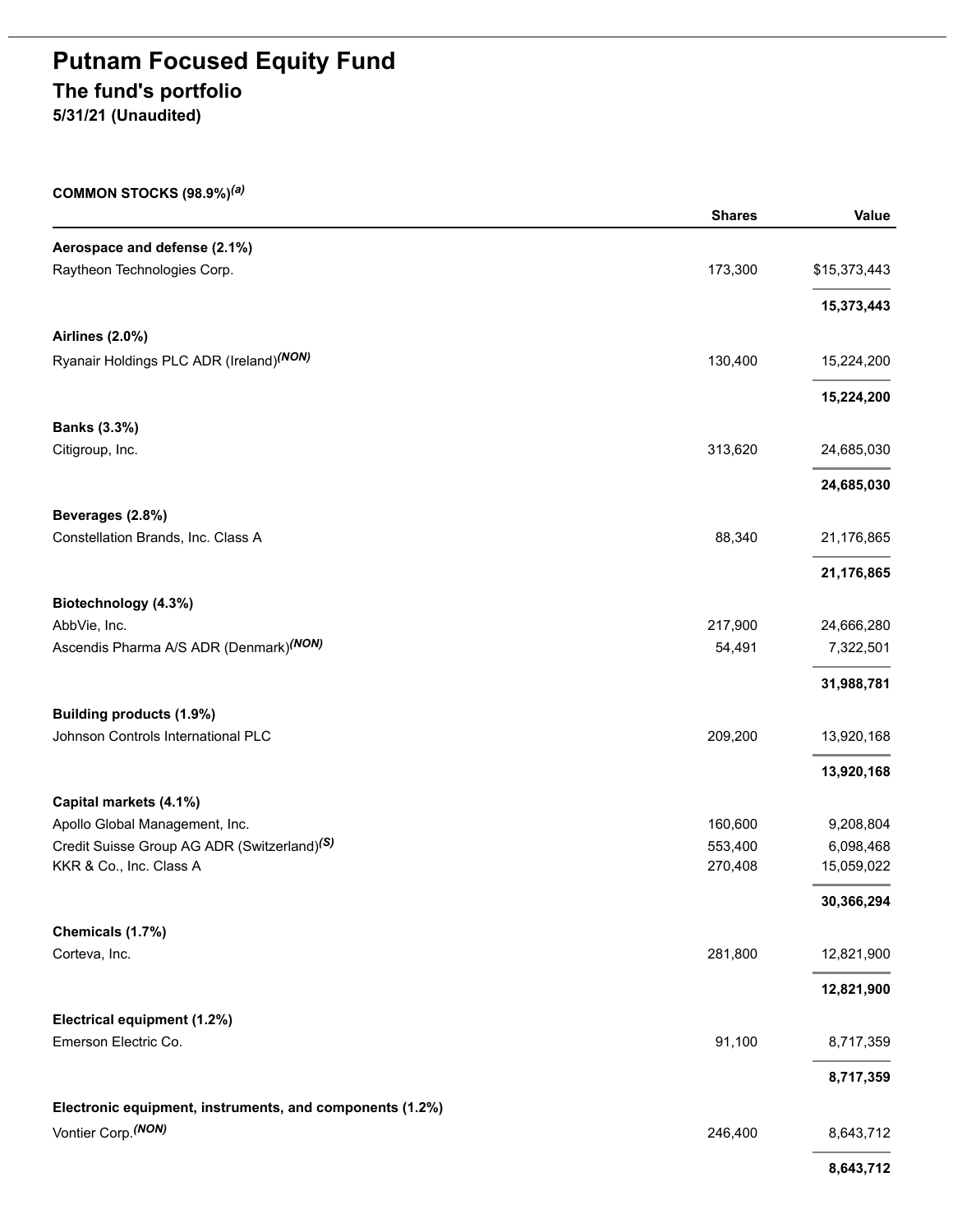# Putnam Focused Equity Fund

## The fund's portfolio

**5/31/21 (Unaudited)**

**COMMON STOCKS (98.9%)[(a)]**

| | Shares | Value |
|---|---|---|
| **Aerospace and defense (2.1%)** | | |
| Raytheon Technologies Corp. | 173,300 | $15,373,443 |
| | | **15,373,443** |
| **Airlines (2.0%)** | | |
| Ryanair Holdings PLC ADR (Ireland)[(NON)] | 130,400 | 15,224,200 |
| | | **15,224,200** |
| **Banks (3.3%)** | | |
| Citigroup, Inc. | 313,620 | 24,685,030 |
| | | **24,685,030** |
| **Beverages (2.8%)** | | |
| Constellation Brands, Inc. Class A | 88,340 | 21,176,865 |
| | | **21,176,865** |
| **Biotechnology (4.3%)** | | |
| AbbVie, Inc. | 217,900 | 24,666,280 |
| Ascendis Pharma A/S ADR (Denmark)[(NON)] | 54,491 | 7,322,501 |
| | | **31,988,781** |
| **Building products (1.9%)** | | |
| Johnson Controls International PLC | 209,200 | 13,920,168 |
| | | **13,920,168** |
| **Capital markets (4.1%)** | | |
| Apollo Global Management, Inc. | 160,600 | 9,208,804 |
| Credit Suisse Group AG ADR (Switzerland)[(S)] | 553,400 | 6,098,468 |
| KKR & Co., Inc. Class A | 270,408 | 15,059,022 |
| | | **30,366,294** |
| **Chemicals (1.7%)** | | |
| Corteva, Inc. | 281,800 | 12,821,900 |
| | | **12,821,900** |
| **Electrical equipment (1.2%)** | | |
| Emerson Electric Co. | 91,100 | 8,717,359 |
| | | **8,717,359** |
| **Electronic equipment, instruments, and components (1.2%)** | | |
| Vontier Corp.[(NON)] | 246,400 | 8,643,712 |
| | | **8,643,712** |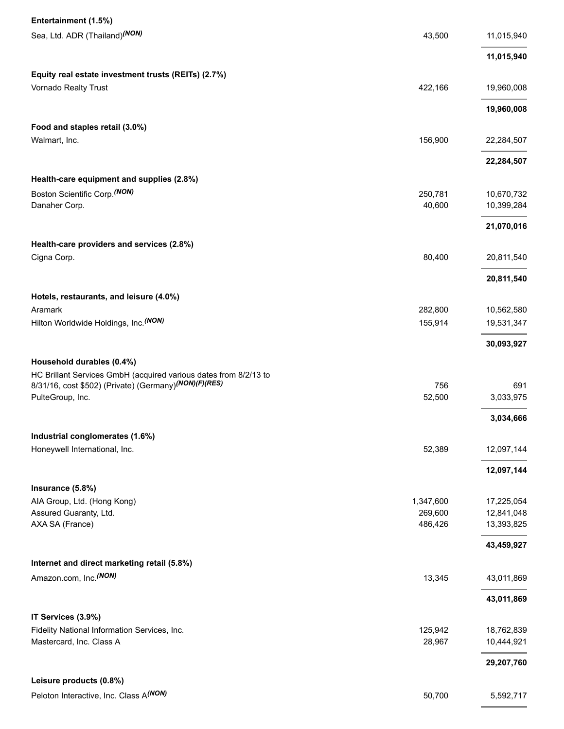| | | |
|---|---|---|
| **Entertainment (1.5%)** | | |
| Sea, Ltd. ADR (Thailand) *(NON)* | 43,500 | 11,015,940 |
| | | **11,015,940** |
| **Equity real estate investment trusts (REITs) (2.7%)** | | |
| Vornado Realty Trust | 422,166 | 19,960,008 |
| | | **19,960,008** |
| **Food and staples retail (3.0%)** | | |
| Walmart, Inc. | 156,900 | 22,284,507 |
| | | **22,284,507** |
| **Health-care equipment and supplies (2.8%)** | | |
| Boston Scientific Corp. *(NON)* | 250,781 | 10,670,732 |
| Danaher Corp. | 40,600 | 10,399,284 |
| | | **21,070,016** |
| **Health-care providers and services (2.8%)** | | |
| Cigna Corp. | 80,400 | 20,811,540 |
| | | **20,811,540** |
| **Hotels, restaurants, and leisure (4.0%)** | | |
| Aramark | 282,800 | 10,562,580 |
| Hilton Worldwide Holdings, Inc. *(NON)* | 155,914 | 19,531,347 |
| | | **30,093,927** |
| **Household durables (0.4%)** | | |
| HC Brillant Services GmbH (acquired various dates from 8/2/13 to 8/31/16, cost $502) (Private) (Germany) *(NON)(F)(RES)* | 756 | 691 |
| PulteGroup, Inc. | 52,500 | 3,033,975 |
| | | **3,034,666** |
| **Industrial conglomerates (1.6%)** | | |
| Honeywell International, Inc. | 52,389 | 12,097,144 |
| | | **12,097,144** |
| **Insurance (5.8%)** | | |
| AIA Group, Ltd. (Hong Kong) | 1,347,600 | 17,225,054 |
| Assured Guaranty, Ltd. | 269,600 | 12,841,048 |
| AXA SA (France) | 486,426 | 13,393,825 |
| | | **43,459,927** |
| **Internet and direct marketing retail (5.8%)** | | |
| Amazon.com, Inc. *(NON)* | 13,345 | 43,011,869 |
| | | **43,011,869** |
| **IT Services (3.9%)** | | |
| Fidelity National Information Services, Inc. | 125,942 | 18,762,839 |
| Mastercard, Inc. Class A | 28,967 | 10,444,921 |
| | | **29,207,760** |
| **Leisure products (0.8%)** | | |
| Peloton Interactive, Inc. Class A *(NON)* | 50,700 | 5,592,717 |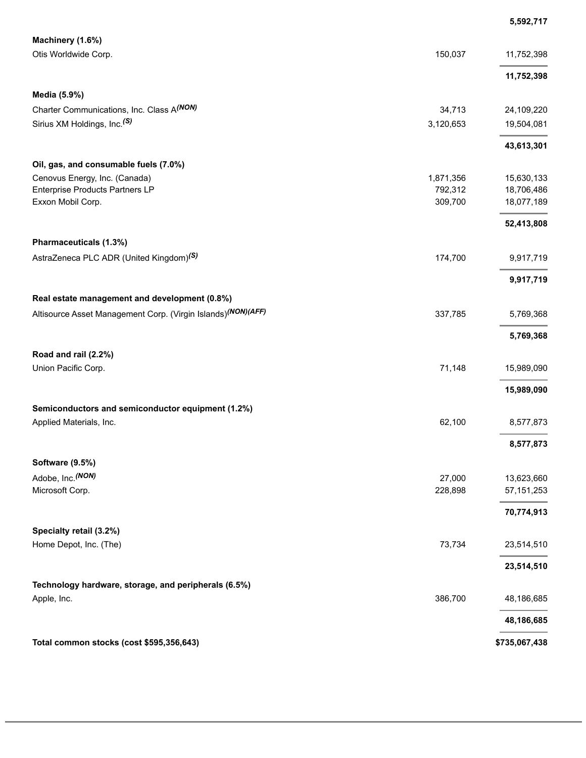| | | |
|---|---|---|
| | | **5,592,717** |
| **Machinery (1.6%)** | | |
| Otis Worldwide Corp. | 150,037 | 11,752,398 |
| | | **11,752,398** |
| **Media (5.9%)** | | |
| Charter Communications, Inc. Class A *(NON)* | 34,713 | 24,109,220 |
| Sirius XM Holdings, Inc. *(S)* | 3,120,653 | 19,504,081 |
| | | **43,613,301** |
| **Oil, gas, and consumable fuels (7.0%)** | | |
| Cenovus Energy, Inc. (Canada) | 1,871,356 | 15,630,133 |
| Enterprise Products Partners LP | 792,312 | 18,706,486 |
| Exxon Mobil Corp. | 309,700 | 18,077,189 |
| | | **52,413,808** |
| **Pharmaceuticals (1.3%)** | | |
| AstraZeneca PLC ADR (United Kingdom) *(S)* | 174,700 | 9,917,719 |
| | | **9,917,719** |
| **Real estate management and development (0.8%)** | | |
| Altisource Asset Management Corp. (Virgin Islands) *(NON)(AFF)* | 337,785 | 5,769,368 |
| | | **5,769,368** |
| **Road and rail (2.2%)** | | |
| Union Pacific Corp. | 71,148 | 15,989,090 |
| | | **15,989,090** |
| **Semiconductors and semiconductor equipment (1.2%)** | | |
| Applied Materials, Inc. | 62,100 | 8,577,873 |
| | | **8,577,873** |
| **Software (9.5%)** | | |
| Adobe, Inc. *(NON)* | 27,000 | 13,623,660 |
| Microsoft Corp. | 228,898 | 57,151,253 |
| | | **70,774,913** |
| **Specialty retail (3.2%)** | | |
| Home Depot, Inc. (The) | 73,734 | 23,514,510 |
| | | **23,514,510** |
| **Technology hardware, storage, and peripherals (6.5%)** | | |
| Apple, Inc. | 386,700 | 48,186,685 |
| | | **48,186,685** |
| **Total common stocks (cost $595,356,643)** | | **$735,067,438** |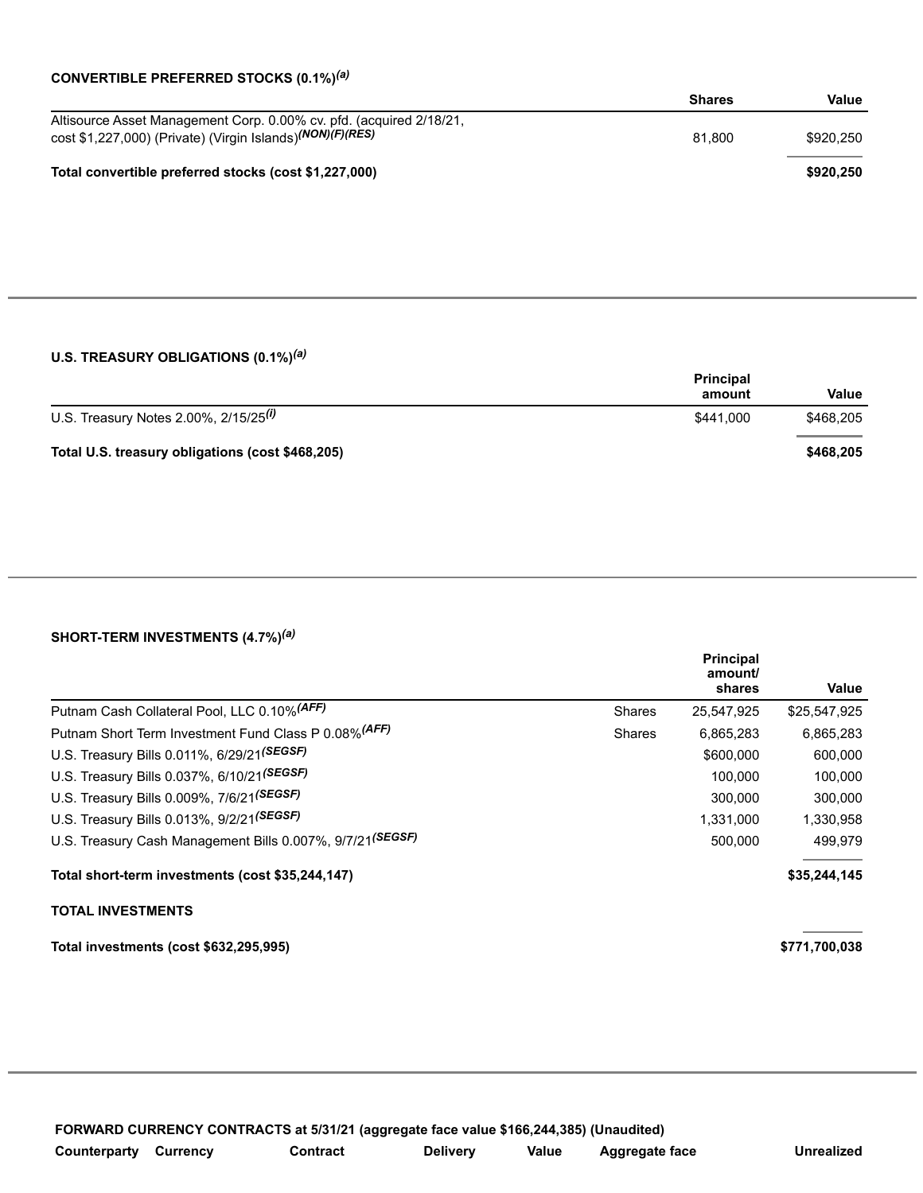**CONVERTIBLE PREFERRED STOCKS (0.1%)[(a)]**

| | Shares | Value |
|---|---|---|
| Altisource Asset Management Corp. 0.00% cv. pfd. (acquired 2/18/21, cost $1,227,000) (Private) (Virgin Islands)[(NON)(F)(RES)] | 81,800 | $920,250 |
| **Total convertible preferred stocks (cost $1,227,000)** | | **$920,250** |

**U.S. TREASURY OBLIGATIONS (0.1%)[(a)]**

| | Principal amount | Value |
|---|---|---|
| U.S. Treasury Notes 2.00%, 2/15/25[(i)] | $441,000 | $468,205 |
| **Total U.S. treasury obligations (cost $468,205)** | | **$468,205** |

**SHORT-TERM INVESTMENTS (4.7%)[(a)]**

| | | Principal amount/ shares | Value |
|---|---|---|---|
| Putnam Cash Collateral Pool, LLC 0.10%[(AFF)] | Shares | 25,547,925 | $25,547,925 |
| Putnam Short Term Investment Fund Class P 0.08%[(AFF)] | Shares | 6,865,283 | 6,865,283 |
| U.S. Treasury Bills 0.011%, 6/29/21[(SEGSF)] | | $600,000 | 600,000 |
| U.S. Treasury Bills 0.037%, 6/10/21[(SEGSF)] | | 100,000 | 100,000 |
| U.S. Treasury Bills 0.009%, 7/6/21[(SEGSF)] | | 300,000 | 300,000 |
| U.S. Treasury Bills 0.013%, 9/2/21[(SEGSF)] | | 1,331,000 | 1,330,958 |
| U.S. Treasury Cash Management Bills 0.007%, 9/7/21[(SEGSF)] | | 500,000 | 499,979 |
| **Total short-term investments (cost $35,244,147)** | | | **$35,244,145** |

**TOTAL INVESTMENTS**

| | |
|---|---|
| **Total investments (cost $632,295,995)** | **$771,700,038** |

**FORWARD CURRENCY CONTRACTS at 5/31/21 (aggregate face value $166,244,385) (Unaudited)**

| Counterparty | Currency | Contract | Delivery | Value | Aggregate face | Unrealized |
|---|---|---|---|---|---|---|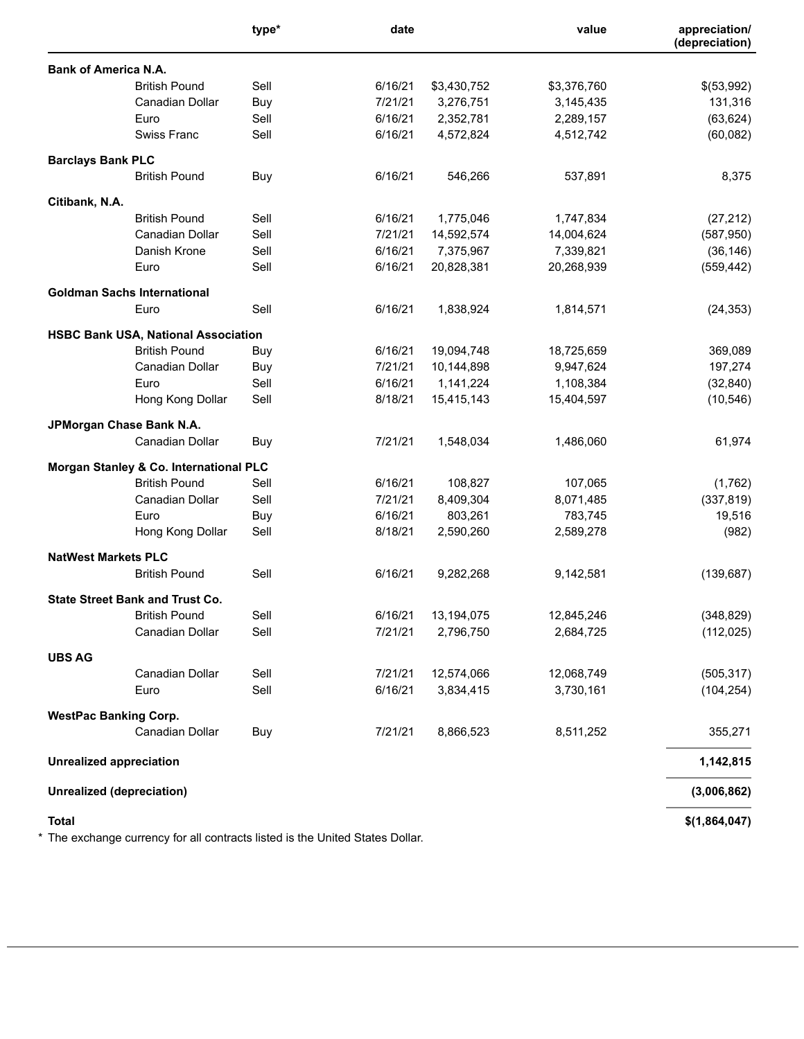| | | type* | date | | value | appreciation/ (depreciation) |
|---|---|---|---|---|---|---|
| **Bank of America N.A.** | | | | | | |
| | British Pound | Sell | 6/16/21 | $3,430,752 | $3,376,760 | $(53,992) |
| | Canadian Dollar | Buy | 7/21/21 | 3,276,751 | 3,145,435 | 131,316 |
| | Euro | Sell | 6/16/21 | 2,352,781 | 2,289,157 | (63,624) |
| | Swiss Franc | Sell | 6/16/21 | 4,572,824 | 4,512,742 | (60,082) |
| **Barclays Bank PLC** | | | | | | |
| | British Pound | Buy | 6/16/21 | 546,266 | 537,891 | 8,375 |
| **Citibank, N.A.** | | | | | | |
| | British Pound | Sell | 6/16/21 | 1,775,046 | 1,747,834 | (27,212) |
| | Canadian Dollar | Sell | 7/21/21 | 14,592,574 | 14,004,624 | (587,950) |
| | Danish Krone | Sell | 6/16/21 | 7,375,967 | 7,339,821 | (36,146) |
| | Euro | Sell | 6/16/21 | 20,828,381 | 20,268,939 | (559,442) |
| **Goldman Sachs International** | | | | | | |
| | Euro | Sell | 6/16/21 | 1,838,924 | 1,814,571 | (24,353) |
| **HSBC Bank USA, National Association** | | | | | | |
| | British Pound | Buy | 6/16/21 | 19,094,748 | 18,725,659 | 369,089 |
| | Canadian Dollar | Buy | 7/21/21 | 10,144,898 | 9,947,624 | 197,274 |
| | Euro | Sell | 6/16/21 | 1,141,224 | 1,108,384 | (32,840) |
| | Hong Kong Dollar | Sell | 8/18/21 | 15,415,143 | 15,404,597 | (10,546) |
| **JPMorgan Chase Bank N.A.** | | | | | | |
| | Canadian Dollar | Buy | 7/21/21 | 1,548,034 | 1,486,060 | 61,974 |
| **Morgan Stanley & Co. International PLC** | | | | | | |
| | British Pound | Sell | 6/16/21 | 108,827 | 107,065 | (1,762) |
| | Canadian Dollar | Sell | 7/21/21 | 8,409,304 | 8,071,485 | (337,819) |
| | Euro | Buy | 6/16/21 | 803,261 | 783,745 | 19,516 |
| | Hong Kong Dollar | Sell | 8/18/21 | 2,590,260 | 2,589,278 | (982) |
| **NatWest Markets PLC** | | | | | | |
| | British Pound | Sell | 6/16/21 | 9,282,268 | 9,142,581 | (139,687) |
| **State Street Bank and Trust Co.** | | | | | | |
| | British Pound | Sell | 6/16/21 | 13,194,075 | 12,845,246 | (348,829) |
| | Canadian Dollar | Sell | 7/21/21 | 2,796,750 | 2,684,725 | (112,025) |
| **UBS AG** | | | | | | |
| | Canadian Dollar | Sell | 7/21/21 | 12,574,066 | 12,068,749 | (505,317) |
| | Euro | Sell | 6/16/21 | 3,834,415 | 3,730,161 | (104,254) |
| **WestPac Banking Corp.** | | | | | | |
| | Canadian Dollar | Buy | 7/21/21 | 8,866,523 | 8,511,252 | 355,271 |
| **Unrealized appreciation** | | | | | | **1,142,815** |
| **Unrealized (depreciation)** | | | | | | **(3,006,862)** |
| **Total** | | | | | | **$(1,864,047)** |

* The exchange currency for all contracts listed is the United States Dollar.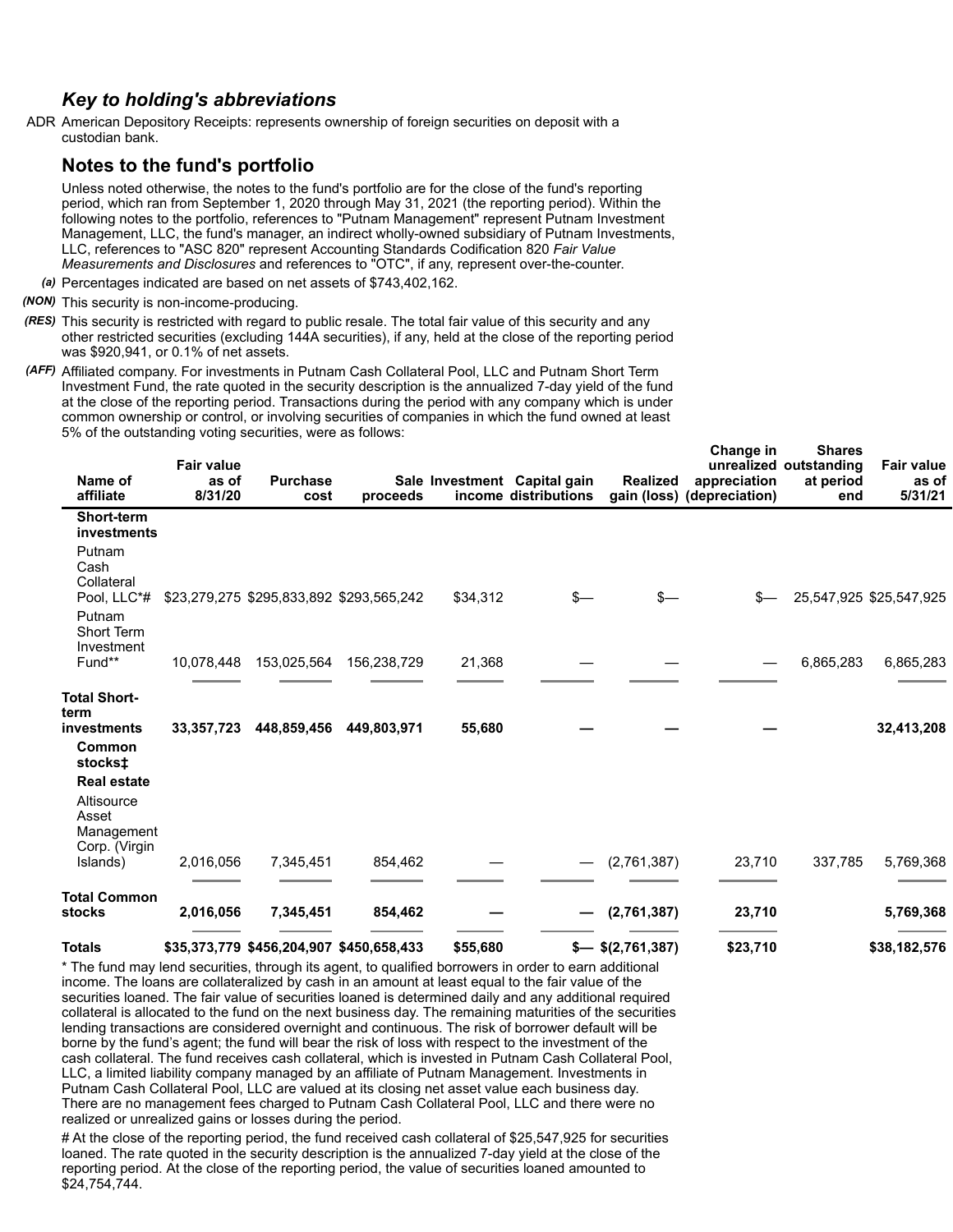### Key to holding's abbreviations

ADR American Depository Receipts: represents ownership of foreign securities on deposit with a custodian bank.

## Notes to the fund's portfolio

Unless noted otherwise, the notes to the fund's portfolio are for the close of the fund's reporting period, which ran from September 1, 2020 through May 31, 2021 (the reporting period). Within the following notes to the portfolio, references to "Putnam Management" represent Putnam Investment Management, LLC, the fund's manager, an indirect wholly-owned subsidiary of Putnam Investments, LLC, references to "ASC 820" represent Accounting Standards Codification 820 *Fair Value Measurements and Disclosures* and references to "OTC", if any, represent over-the-counter.

*(a)* Percentages indicated are based on net assets of $743,402,162.

*(NON)* This security is non-income-producing.

*(RES)* This security is restricted with regard to public resale. The total fair value of this security and any other restricted securities (excluding 144A securities), if any, held at the close of the reporting period was $920,941, or 0.1% of net assets.

*(AFF)* Affiliated company. For investments in Putnam Cash Collateral Pool, LLC and Putnam Short Term Investment Fund, the rate quoted in the security description is the annualized 7-day yield of the fund at the close of the reporting period. Transactions during the period with any company which is under common ownership or control, or involving securities of companies in which the fund owned at least 5% of the outstanding voting securities, were as follows:

| Name of affiliate | Fair value as of 8/31/20 | Purchase cost | Sale proceeds | Investment income | Capital gain distributions | Realized gain (loss) | Change in unrealized appreciation (depreciation) | Shares outstanding at period end | Fair value as of 5/31/21 |
|---|---|---|---|---|---|---|---|---|---|
| **Short-term investments** | | | | | | | | | |
| Putnam Cash Collateral Pool, LLC*# | $23,279,275 | $295,833,892 | $293,565,242 | $34,312 | $— | $— | $— | 25,547,925 | $25,547,925 |
| Putnam Short Term Investment Fund** | 10,078,448 | 153,025,564 | 156,238,729 | 21,368 | — | — | — | 6,865,283 | 6,865,283 |
| **Total Short-term investments** | **33,357,723** | **448,859,456** | **449,803,971** | **55,680** | **—** | **—** | **—** | | **32,413,208** |
| **Common stocks‡** | | | | | | | | | |
| **Real estate** | | | | | | | | | |
| Altisource Asset Management Corp. (Virgin Islands) | 2,016,056 | 7,345,451 | 854,462 | — | — | (2,761,387) | 23,710 | 337,785 | 5,769,368 |
| **Total Common stocks** | **2,016,056** | **7,345,451** | **854,462** | **—** | **—** | **(2,761,387)** | **23,710** | | **5,769,368** |
| **Totals** | **$35,373,779** | **$456,204,907** | **$450,658,433** | **$55,680** | **$—** | **$(2,761,387)** | **$23,710** | | **$38,182,576** |

* The fund may lend securities, through its agent, to qualified borrowers in order to earn additional income. The loans are collateralized by cash in an amount at least equal to the fair value of the securities loaned. The fair value of securities loaned is determined daily and any additional required collateral is allocated to the fund on the next business day. The remaining maturities of the securities lending transactions are considered overnight and continuous. The risk of borrower default will be borne by the fund's agent; the fund will bear the risk of loss with respect to the investment of the cash collateral. The fund receives cash collateral, which is invested in Putnam Cash Collateral Pool, LLC, a limited liability company managed by an affiliate of Putnam Management. Investments in Putnam Cash Collateral Pool, LLC are valued at its closing net asset value each business day. There are no management fees charged to Putnam Cash Collateral Pool, LLC and there were no realized or unrealized gains or losses during the period.

# At the close of the reporting period, the fund received cash collateral of $25,547,925 for securities loaned. The rate quoted in the security description is the annualized 7-day yield at the close of the reporting period. At the close of the reporting period, the value of securities loaned amounted to $24,754,744.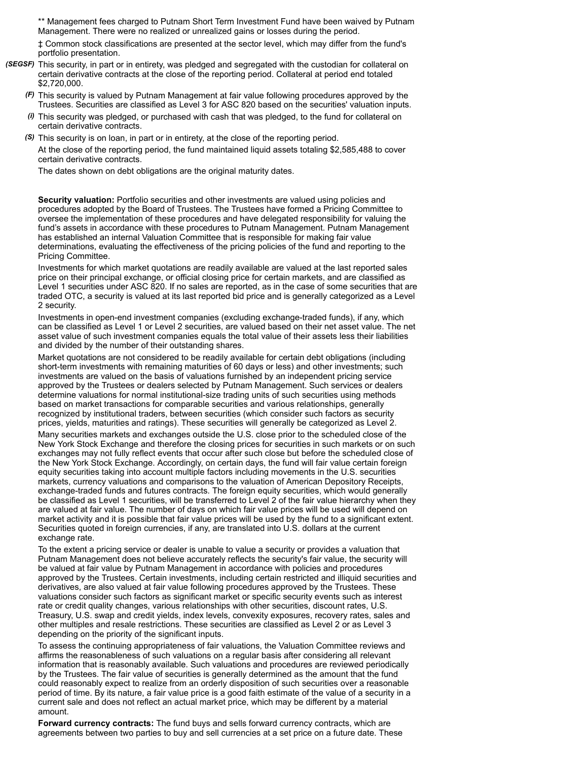** Management fees charged to Putnam Short Term Investment Fund have been waived by Putnam Management. There were no realized or unrealized gains or losses during the period.

‡ Common stock classifications are presented at the sector level, which may differ from the fund's portfolio presentation.

*(SEGSF)* This security, in part or in entirety, was pledged and segregated with the custodian for collateral on certain derivative contracts at the close of the reporting period. Collateral at period end totaled $2,720,000.

*(F)* This security is valued by Putnam Management at fair value following procedures approved by the Trustees. Securities are classified as Level 3 for ASC 820 based on the securities' valuation inputs.

*(i)* This security was pledged, or purchased with cash that was pledged, to the fund for collateral on certain derivative contracts.

*(S)* This security is on loan, in part or in entirety, at the close of the reporting period.

At the close of the reporting period, the fund maintained liquid assets totaling $2,585,488 to cover certain derivative contracts.

The dates shown on debt obligations are the original maturity dates.

**Security valuation:** Portfolio securities and other investments are valued using policies and procedures adopted by the Board of Trustees. The Trustees have formed a Pricing Committee to oversee the implementation of these procedures and have delegated responsibility for valuing the fund's assets in accordance with these procedures to Putnam Management. Putnam Management has established an internal Valuation Committee that is responsible for making fair value determinations, evaluating the effectiveness of the pricing policies of the fund and reporting to the Pricing Committee.

Investments for which market quotations are readily available are valued at the last reported sales price on their principal exchange, or official closing price for certain markets, and are classified as Level 1 securities under ASC 820. If no sales are reported, as in the case of some securities that are traded OTC, a security is valued at its last reported bid price and is generally categorized as a Level 2 security.

Investments in open-end investment companies (excluding exchange-traded funds), if any, which can be classified as Level 1 or Level 2 securities, are valued based on their net asset value. The net asset value of such investment companies equals the total value of their assets less their liabilities and divided by the number of their outstanding shares.

Market quotations are not considered to be readily available for certain debt obligations (including short-term investments with remaining maturities of 60 days or less) and other investments; such investments are valued on the basis of valuations furnished by an independent pricing service approved by the Trustees or dealers selected by Putnam Management. Such services or dealers determine valuations for normal institutional-size trading units of such securities using methods based on market transactions for comparable securities and various relationships, generally recognized by institutional traders, between securities (which consider such factors as security prices, yields, maturities and ratings). These securities will generally be categorized as Level 2.

Many securities markets and exchanges outside the U.S. close prior to the scheduled close of the New York Stock Exchange and therefore the closing prices for securities in such markets or on such exchanges may not fully reflect events that occur after such close but before the scheduled close of the New York Stock Exchange. Accordingly, on certain days, the fund will fair value certain foreign equity securities taking into account multiple factors including movements in the U.S. securities markets, currency valuations and comparisons to the valuation of American Depository Receipts, exchange-traded funds and futures contracts. The foreign equity securities, which would generally be classified as Level 1 securities, will be transferred to Level 2 of the fair value hierarchy when they are valued at fair value. The number of days on which fair value prices will be used will depend on market activity and it is possible that fair value prices will be used by the fund to a significant extent. Securities quoted in foreign currencies, if any, are translated into U.S. dollars at the current exchange rate.

To the extent a pricing service or dealer is unable to value a security or provides a valuation that Putnam Management does not believe accurately reflects the security's fair value, the security will be valued at fair value by Putnam Management in accordance with policies and procedures approved by the Trustees. Certain investments, including certain restricted and illiquid securities and derivatives, are also valued at fair value following procedures approved by the Trustees. These valuations consider such factors as significant market or specific security events such as interest rate or credit quality changes, various relationships with other securities, discount rates, U.S. Treasury, U.S. swap and credit yields, index levels, convexity exposures, recovery rates, sales and other multiples and resale restrictions. These securities are classified as Level 2 or as Level 3 depending on the priority of the significant inputs.

To assess the continuing appropriateness of fair valuations, the Valuation Committee reviews and affirms the reasonableness of such valuations on a regular basis after considering all relevant information that is reasonably available. Such valuations and procedures are reviewed periodically by the Trustees. The fair value of securities is generally determined as the amount that the fund could reasonably expect to realize from an orderly disposition of such securities over a reasonable period of time. By its nature, a fair value price is a good faith estimate of the value of a security in a current sale and does not reflect an actual market price, which may be different by a material amount.

**Forward currency contracts:** The fund buys and sells forward currency contracts, which are agreements between two parties to buy and sell currencies at a set price on a future date. These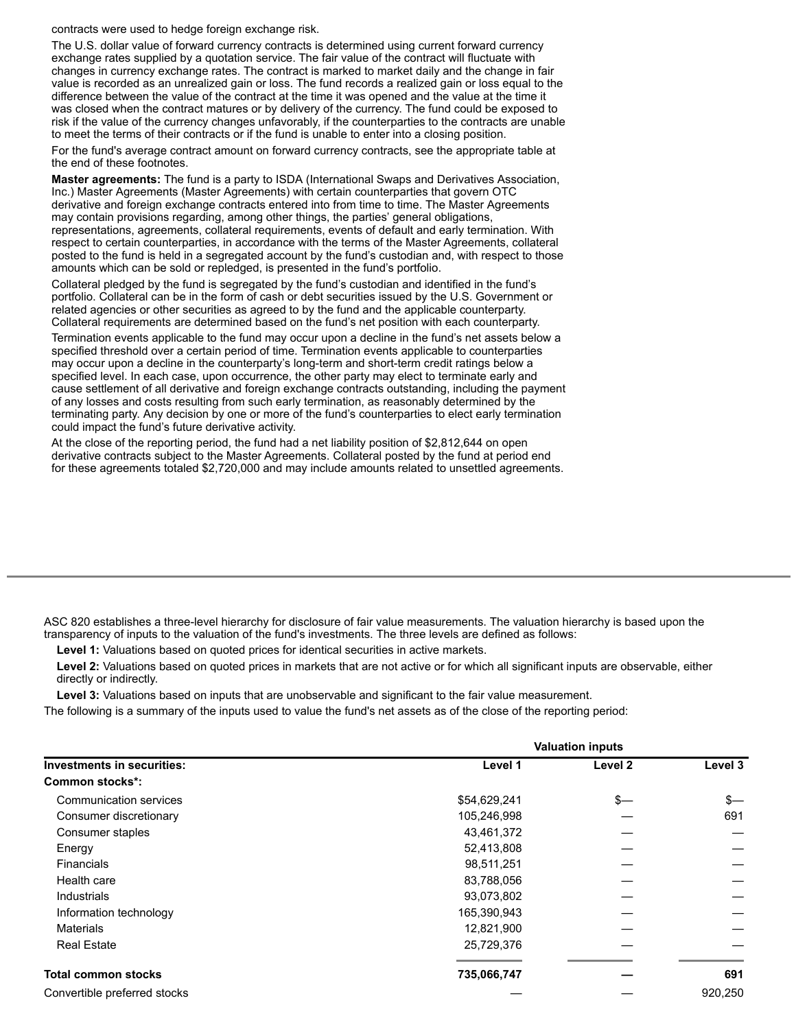contracts were used to hedge foreign exchange risk.

The U.S. dollar value of forward currency contracts is determined using current forward currency exchange rates supplied by a quotation service. The fair value of the contract will fluctuate with changes in currency exchange rates. The contract is marked to market daily and the change in fair value is recorded as an unrealized gain or loss. The fund records a realized gain or loss equal to the difference between the value of the contract at the time it was opened and the value at the time it was closed when the contract matures or by delivery of the currency. The fund could be exposed to risk if the value of the currency changes unfavorably, if the counterparties to the contracts are unable to meet the terms of their contracts or if the fund is unable to enter into a closing position.

For the fund's average contract amount on forward currency contracts, see the appropriate table at the end of these footnotes.

**Master agreements:** The fund is a party to ISDA (International Swaps and Derivatives Association, Inc.) Master Agreements (Master Agreements) with certain counterparties that govern OTC derivative and foreign exchange contracts entered into from time to time. The Master Agreements may contain provisions regarding, among other things, the parties' general obligations, representations, agreements, collateral requirements, events of default and early termination. With respect to certain counterparties, in accordance with the terms of the Master Agreements, collateral posted to the fund is held in a segregated account by the fund's custodian and, with respect to those amounts which can be sold or repledged, is presented in the fund's portfolio.

Collateral pledged by the fund is segregated by the fund's custodian and identified in the fund's portfolio. Collateral can be in the form of cash or debt securities issued by the U.S. Government or related agencies or other securities as agreed to by the fund and the applicable counterparty. Collateral requirements are determined based on the fund's net position with each counterparty.

Termination events applicable to the fund may occur upon a decline in the fund's net assets below a specified threshold over a certain period of time. Termination events applicable to counterparties may occur upon a decline in the counterparty's long-term and short-term credit ratings below a specified level. In each case, upon occurrence, the other party may elect to terminate early and cause settlement of all derivative and foreign exchange contracts outstanding, including the payment of any losses and costs resulting from such early termination, as reasonably determined by the terminating party. Any decision by one or more of the fund's counterparties to elect early termination could impact the fund's future derivative activity.

At the close of the reporting period, the fund had a net liability position of $2,812,644 on open derivative contracts subject to the Master Agreements. Collateral posted by the fund at period end for these agreements totaled $2,720,000 and may include amounts related to unsettled agreements.

ASC 820 establishes a three-level hierarchy for disclosure of fair value measurements. The valuation hierarchy is based upon the transparency of inputs to the valuation of the fund's investments. The three levels are defined as follows:

**Level 1:** Valuations based on quoted prices for identical securities in active markets.

**Level 2:** Valuations based on quoted prices in markets that are not active or for which all significant inputs are observable, either directly or indirectly.

**Level 3:** Valuations based on inputs that are unobservable and significant to the fair value measurement.

The following is a summary of the inputs used to value the fund's net assets as of the close of the reporting period:

| | Valuation inputs | | |
|---|---|---|---|
| **Investments in securities:** | **Level 1** | **Level 2** | **Level 3** |
| **Common stocks*:** | | | |
| Communication services | $54,629,241 | $— | $— |
| Consumer discretionary | 105,246,998 | — | 691 |
| Consumer staples | 43,461,372 | — | — |
| Energy | 52,413,808 | — | — |
| Financials | 98,511,251 | — | — |
| Health care | 83,788,056 | — | — |
| Industrials | 93,073,802 | — | — |
| Information technology | 165,390,943 | — | — |
| Materials | 12,821,900 | — | — |
| Real Estate | 25,729,376 | — | — |
| **Total common stocks** | **735,066,747** | **—** | **691** |
| Convertible preferred stocks | — | — | 920,250 |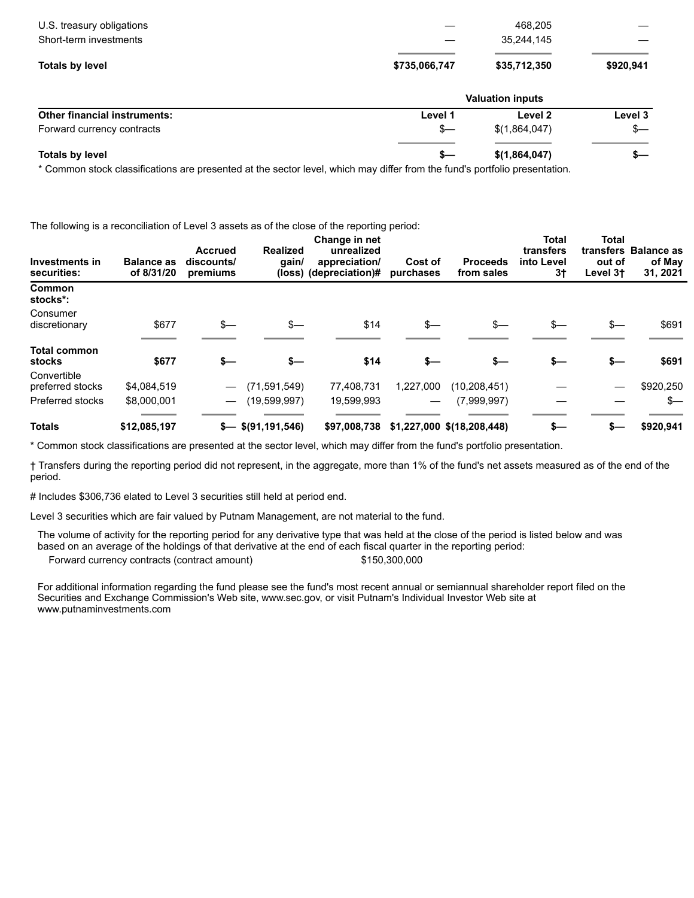| | | | |
|---|---|---|---|
| U.S. treasury obligations | — | 468,205 | — |
| Short-term investments | — | 35,244,145 | — |
| **Totals by level** | **$735,066,747** | **$35,712,350** | **$920,941** |

| | Valuation inputs | | |
|---|---|---|---|
| **Other financial instruments:** | **Level 1** | **Level 2** | **Level 3** |
| Forward currency contracts | $— | $(1,864,047) | $— |
| **Totals by level** | **$—** | **$(1,864,047)** | **$—** |

\* Common stock classifications are presented at the sector level, which may differ from the fund's portfolio presentation.

The following is a reconciliation of Level 3 assets as of the close of the reporting period:

| Investments in securities: | Balance as of 8/31/20 | Accrued discounts/ premiums | Realized gain/ (loss) | Change in net unrealized appreciation/ (depreciation)# | Cost of purchases | Proceeds from sales | Total transfers into Level 3† | Total transfers out of Level 3† | Balance as of May 31, 2021 |
|---|---|---|---|---|---|---|---|---|---|
| **Common stocks*:** | | | | | | | | | |
| Consumer discretionary | $677 | $— | $— | $14 | $— | $— | $— | $— | $691 |
| **Total common stocks** | **$677** | **$—** | **$—** | **$14** | **$—** | **$—** | **$—** | **$—** | **$691** |
| Convertible preferred stocks | $4,084,519 | — | (71,591,549) | 77,408,731 | 1,227,000 | (10,208,451) | — | — | $920,250 |
| Preferred stocks | $8,000,001 | — | (19,599,997) | 19,599,993 | — | (7,999,997) | — | — | $— |
| **Totals** | **$12,085,197** | **$—** | **$(91,191,546)** | **$97,008,738** | **$1,227,000** | **$(18,208,448)** | **$—** | **$—** | **$920,941** |

\* Common stock classifications are presented at the sector level, which may differ from the fund's portfolio presentation.

† Transfers during the reporting period did not represent, in the aggregate, more than 1% of the fund's net assets measured as of the end of the period.

\# Includes $306,736 elated to Level 3 securities still held at period end.

Level 3 securities which are fair valued by Putnam Management, are not material to the fund.

The volume of activity for the reporting period for any derivative type that was held at the close of the period is listed below and was based on an average of the holdings of that derivative at the end of each fiscal quarter in the reporting period:

| | |
|---|---|
| Forward currency contracts (contract amount) | $150,300,000 |

For additional information regarding the fund please see the fund's most recent annual or semiannual shareholder report filed on the Securities and Exchange Commission's Web site, www.sec.gov, or visit Putnam's Individual Investor Web site at www.putnaminvestments.com